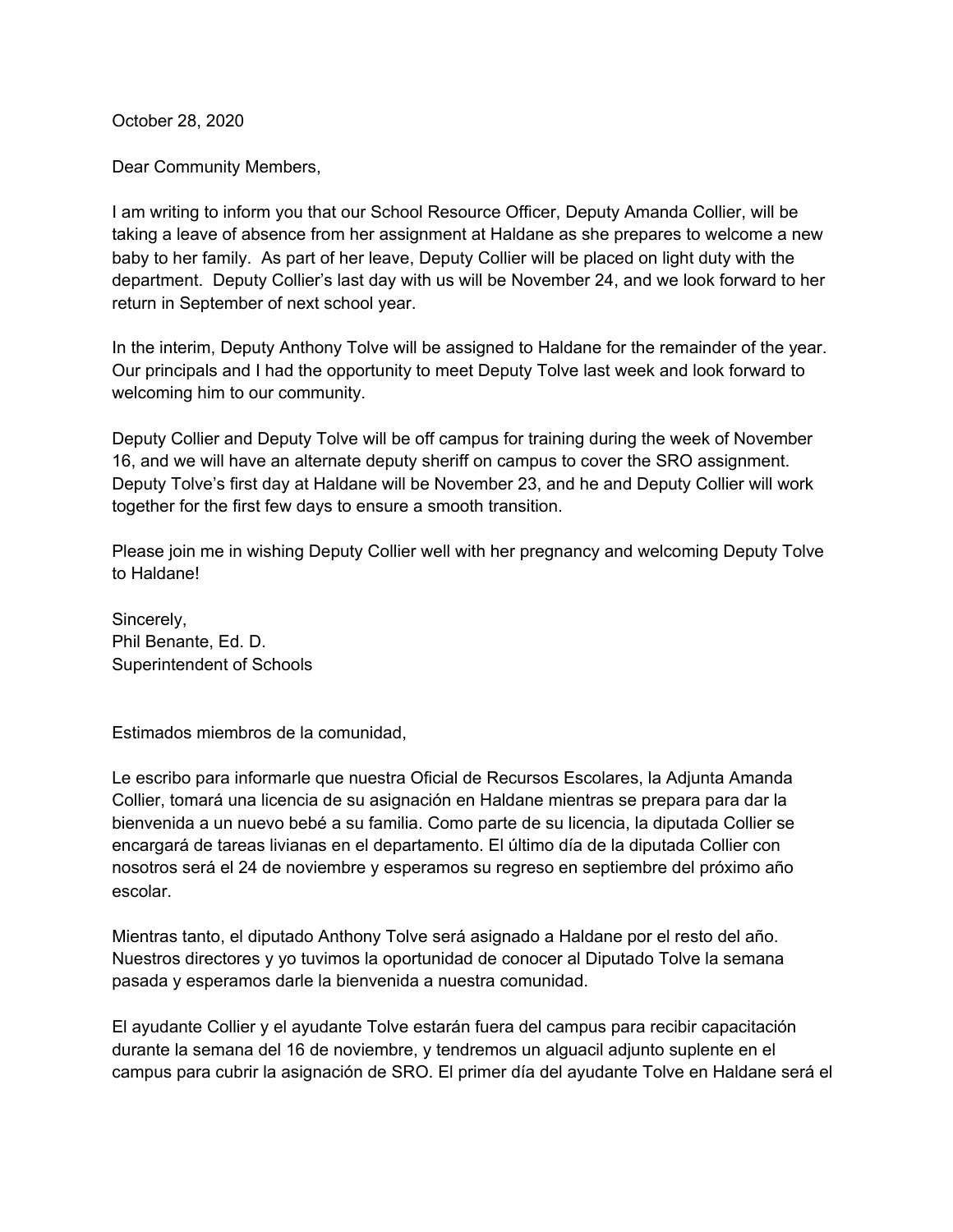October 28, 2020

Dear Community Members,

I am writing to inform you that our School Resource Officer, Deputy Amanda Collier, will be taking a leave of absence from her assignment at Haldane as she prepares to welcome a new baby to her family. As part of her leave, Deputy Collier will be placed on light duty with the department. Deputy Collier's last day with us will be November 24, and we look forward to her return in September of next school year.

In the interim, Deputy Anthony Tolve will be assigned to Haldane for the remainder of the year. Our principals and I had the opportunity to meet Deputy Tolve last week and look forward to welcoming him to our community.

Deputy Collier and Deputy Tolve will be off campus for training during the week of November 16, and we will have an alternate deputy sheriff on campus to cover the SRO assignment. Deputy Tolve's first day at Haldane will be November 23, and he and Deputy Collier will work together for the first few days to ensure a smooth transition.

Please join me in wishing Deputy Collier well with her pregnancy and welcoming Deputy Tolve to Haldane!

Sincerely,
Phil Benante, Ed. D.
Superintendent of Schools

Estimados miembros de la comunidad,

Le escribo para informarle que nuestra Oficial de Recursos Escolares, la Adjunta Amanda Collier, tomará una licencia de su asignación en Haldane mientras se prepara para dar la bienvenida a un nuevo bebé a su familia. Como parte de su licencia, la diputada Collier se encargará de tareas livianas en el departamento. El último día de la diputada Collier con nosotros será el 24 de noviembre y esperamos su regreso en septiembre del próximo año escolar.

Mientras tanto, el diputado Anthony Tolve será asignado a Haldane por el resto del año. Nuestros directores y yo tuvimos la oportunidad de conocer al Diputado Tolve la semana pasada y esperamos darle la bienvenida a nuestra comunidad.

El ayudante Collier y el ayudante Tolve estarán fuera del campus para recibir capacitación durante la semana del 16 de noviembre, y tendremos un alguacil adjunto suplente en el campus para cubrir la asignación de SRO. El primer día del ayudante Tolve en Haldane será el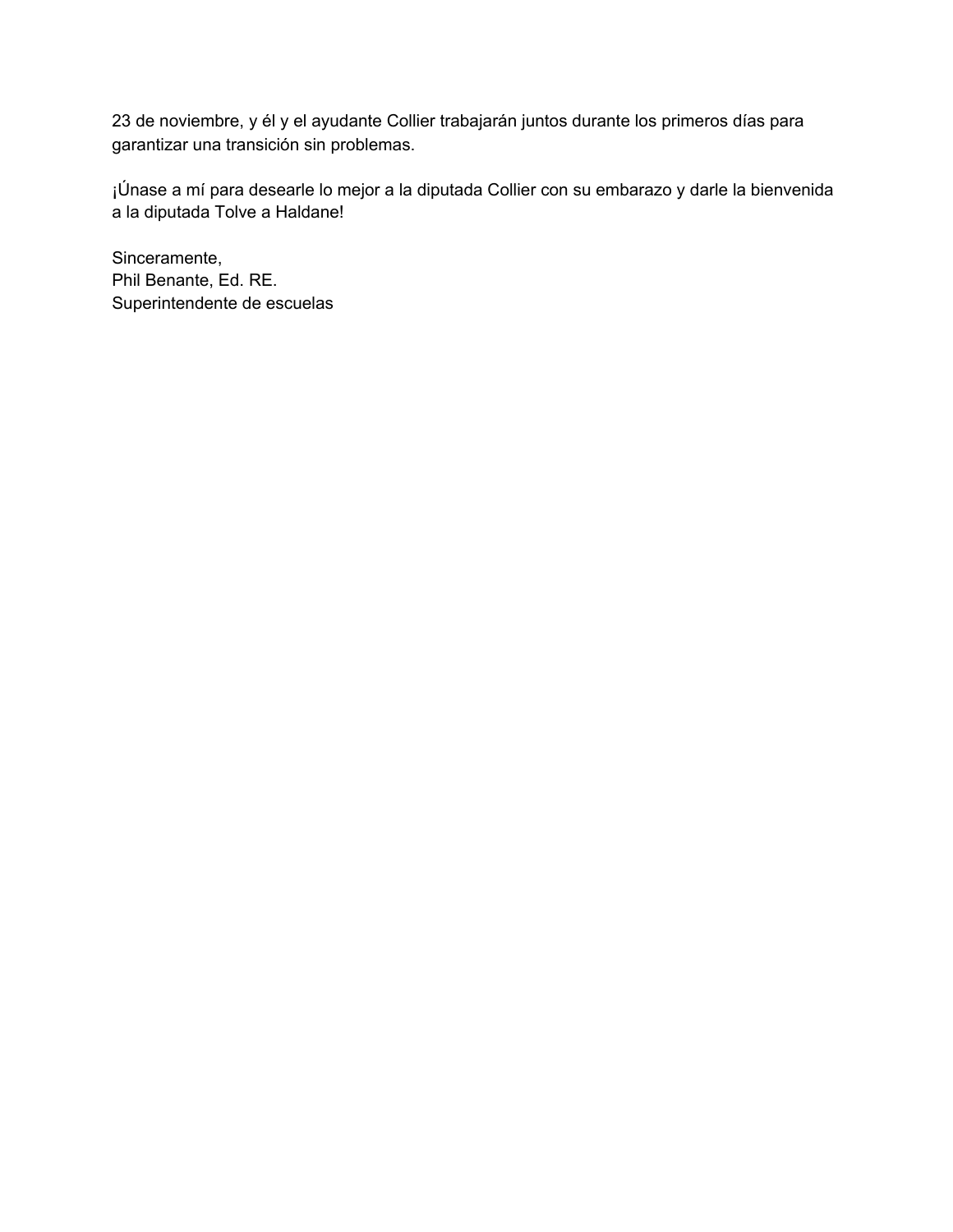23 de noviembre, y él y el ayudante Collier trabajarán juntos durante los primeros días para garantizar una transición sin problemas.

¡Únase a mí para desearle lo mejor a la diputada Collier con su embarazo y darle la bienvenida a la diputada Tolve a Haldane!

Sinceramente,
Phil Benante, Ed. RE.
Superintendente de escuelas